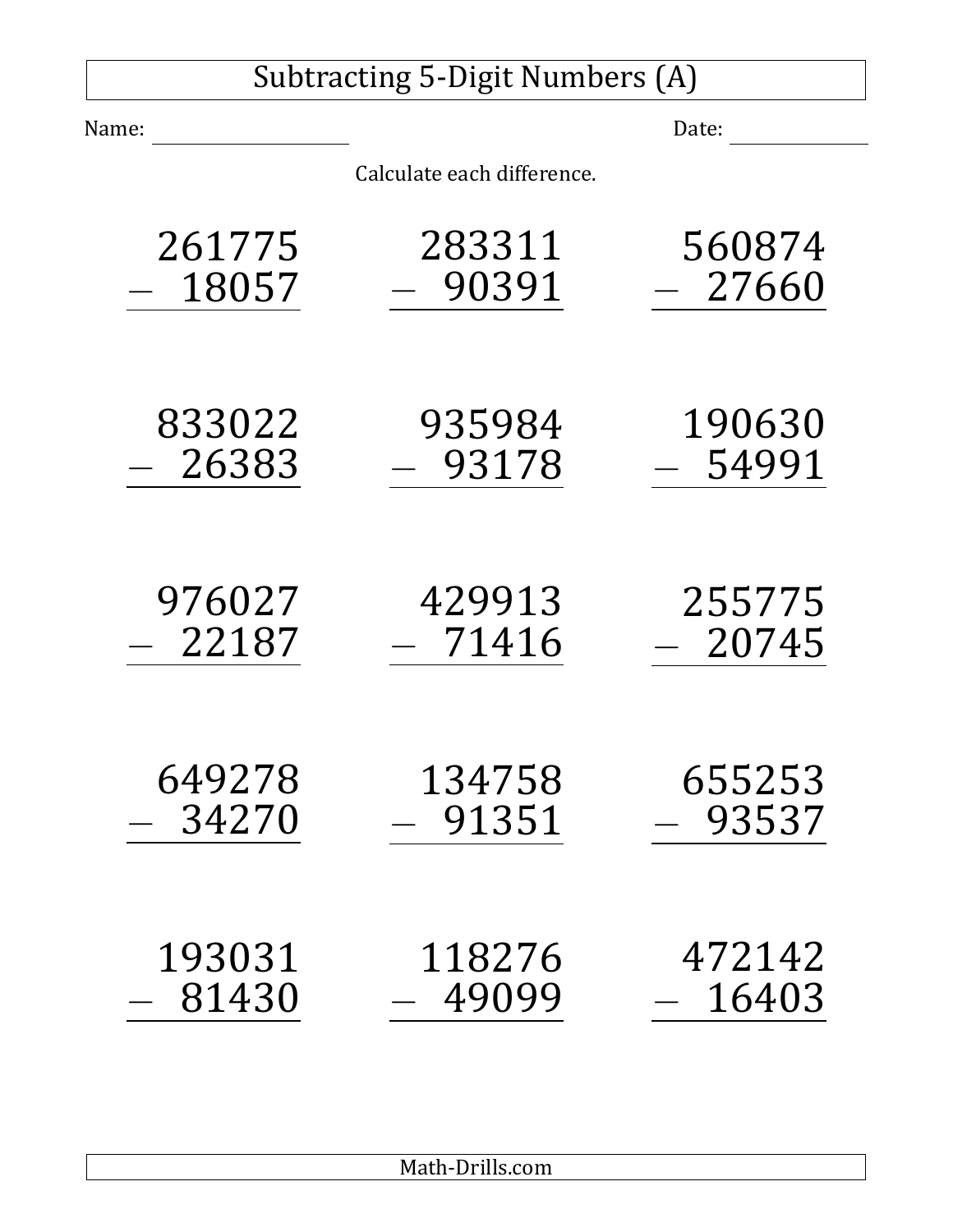# Subtracting 5-Digit Numbers (A)

Name: ____________________ Date: ____________

Calculate each difference.

$$\begin{array}{r} 261775 \\ -\ \ 18057 \\ \hline \end{array} \qquad \begin{array}{r} 283311 \\ -\ \ 90391 \\ \hline \end{array} \qquad \begin{array}{r} 560874 \\ -\ \ 27660 \\ \hline \end{array}$$

$$\begin{array}{r} 833022 \\ -\ \ 26383 \\ \hline \end{array} \qquad \begin{array}{r} 935984 \\ -\ \ 93178 \\ \hline \end{array} \qquad \begin{array}{r} 190630 \\ -\ \ 54991 \\ \hline \end{array}$$

$$\begin{array}{r} 976027 \\ -\ \ 22187 \\ \hline \end{array} \qquad \begin{array}{r} 429913 \\ -\ \ 71416 \\ \hline \end{array} \qquad \begin{array}{r} 255775 \\ -\ \ 20745 \\ \hline \end{array}$$

$$\begin{array}{r} 649278 \\ -\ \ 34270 \\ \hline \end{array} \qquad \begin{array}{r} 134758 \\ -\ \ 91351 \\ \hline \end{array} \qquad \begin{array}{r} 655253 \\ -\ \ 93537 \\ \hline \end{array}$$

$$\begin{array}{r} 193031 \\ -\ \ 81430 \\ \hline \end{array} \qquad \begin{array}{r} 118276 \\ -\ \ 49099 \\ \hline \end{array} \qquad \begin{array}{r} 472142 \\ -\ \ 16403 \\ \hline \end{array}$$

Math-Drills.com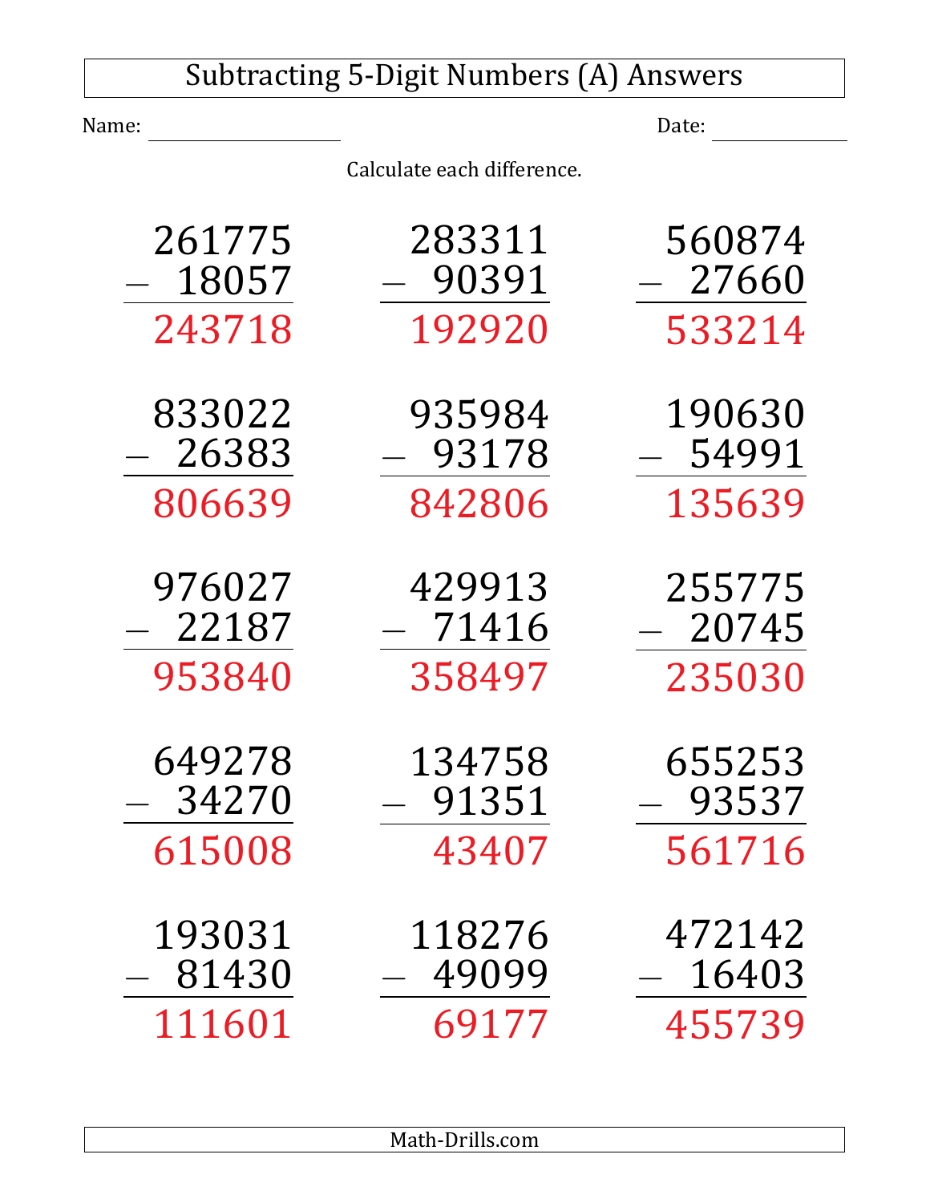# Subtracting 5-Digit Numbers (A) Answers

Name: ____________________ Date: ______________

Calculate each difference.

$$\begin{array}{r} 261775 \\ -\ 18057 \\ \hline 243718 \end{array} \qquad \begin{array}{r} 283311 \\ -\ 90391 \\ \hline 192920 \end{array} \qquad \begin{array}{r} 560874 \\ -\ 27660 \\ \hline 533214 \end{array}$$

$$\begin{array}{r} 833022 \\ -\ 26383 \\ \hline 806639 \end{array} \qquad \begin{array}{r} 935984 \\ -\ 93178 \\ \hline 842806 \end{array} \qquad \begin{array}{r} 190630 \\ -\ 54991 \\ \hline 135639 \end{array}$$

$$\begin{array}{r} 976027 \\ -\ 22187 \\ \hline 953840 \end{array} \qquad \begin{array}{r} 429913 \\ -\ 71416 \\ \hline 358497 \end{array} \qquad \begin{array}{r} 255775 \\ -\ 20745 \\ \hline 235030 \end{array}$$

$$\begin{array}{r} 649278 \\ -\ 34270 \\ \hline 615008 \end{array} \qquad \begin{array}{r} 134758 \\ -\ 91351 \\ \hline 43407 \end{array} \qquad \begin{array}{r} 655253 \\ -\ 93537 \\ \hline 561716 \end{array}$$

$$\begin{array}{r} 193031 \\ -\ 81430 \\ \hline 111601 \end{array} \qquad \begin{array}{r} 118276 \\ -\ 49099 \\ \hline 69177 \end{array} \qquad \begin{array}{r} 472142 \\ -\ 16403 \\ \hline 455739 \end{array}$$

Math-Drills.com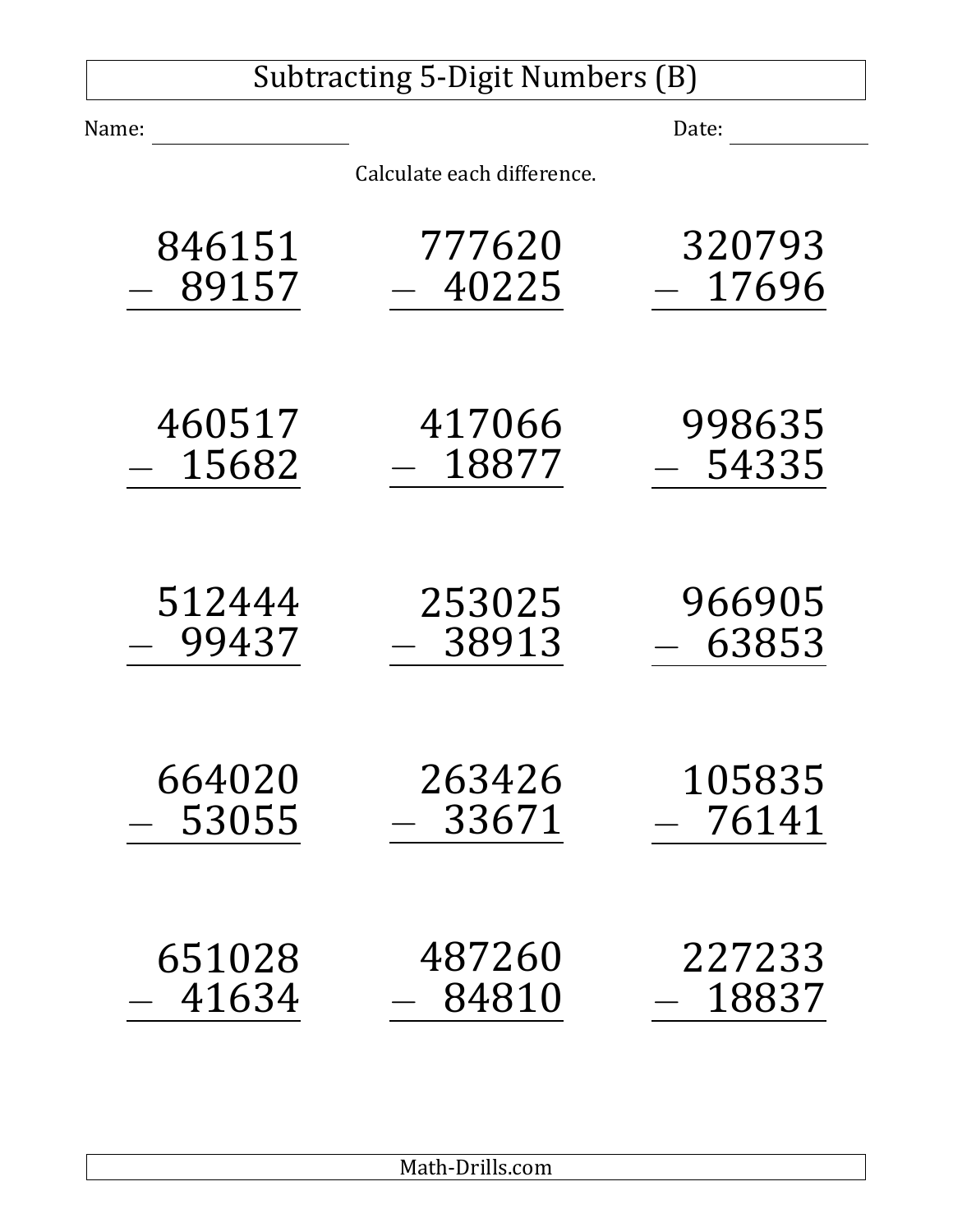# Subtracting 5-Digit Numbers (B)

Name: ____________________ Date: ____________

Calculate each difference.

$$\begin{array}{r} 846151 \\ -\ \ 89157 \\ \hline \end{array}$$

$$\begin{array}{r} 777620 \\ -\ \ 40225 \\ \hline \end{array}$$

$$\begin{array}{r} 320793 \\ -\ \ 17696 \\ \hline \end{array}$$

$$\begin{array}{r} 460517 \\ -\ \ 15682 \\ \hline \end{array}$$

$$\begin{array}{r} 417066 \\ -\ \ 18877 \\ \hline \end{array}$$

$$\begin{array}{r} 998635 \\ -\ \ 54335 \\ \hline \end{array}$$

$$\begin{array}{r} 512444 \\ -\ \ 99437 \\ \hline \end{array}$$

$$\begin{array}{r} 253025 \\ -\ \ 38913 \\ \hline \end{array}$$

$$\begin{array}{r} 966905 \\ -\ \ 63853 \\ \hline \end{array}$$

$$\begin{array}{r} 664020 \\ -\ \ 53055 \\ \hline \end{array}$$

$$\begin{array}{r} 263426 \\ -\ \ 33671 \\ \hline \end{array}$$

$$\begin{array}{r} 105835 \\ -\ \ 76141 \\ \hline \end{array}$$

$$\begin{array}{r} 651028 \\ -\ \ 41634 \\ \hline \end{array}$$

$$\begin{array}{r} 487260 \\ -\ \ 84810 \\ \hline \end{array}$$

$$\begin{array}{r} 227233 \\ -\ \ 18837 \\ \hline \end{array}$$

Math-Drills.com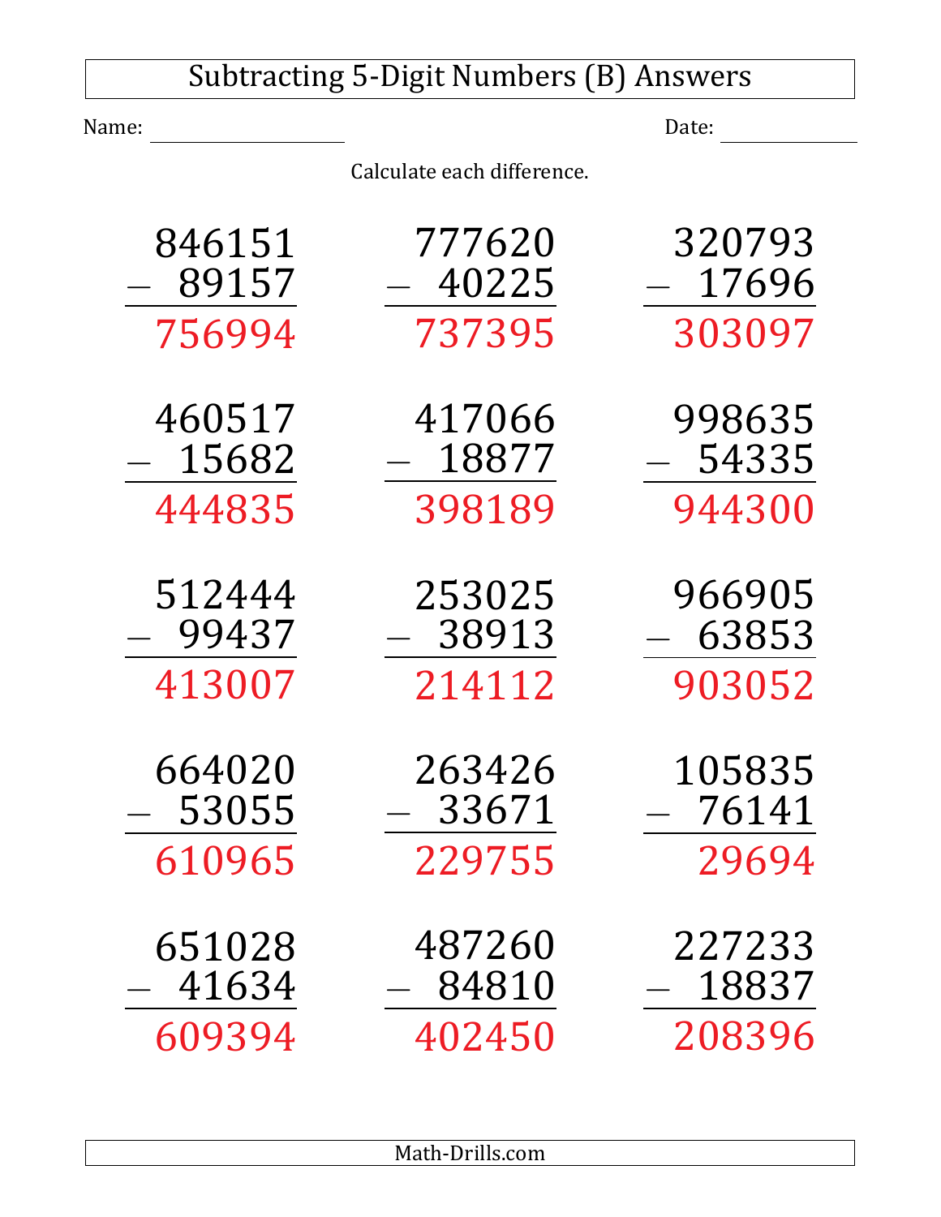# Subtracting 5-Digit Numbers (B) Answers

Name: ________________ Date: ____________

Calculate each difference.

$$\begin{array}{r} 846151 \\ -\ \ 89157 \\ \hline 756994 \end{array} \qquad \begin{array}{r} 777620 \\ -\ \ 40225 \\ \hline 737395 \end{array} \qquad \begin{array}{r} 320793 \\ -\ \ 17696 \\ \hline 303097 \end{array}$$

$$\begin{array}{r} 460517 \\ -\ \ 15682 \\ \hline 444835 \end{array} \qquad \begin{array}{r} 417066 \\ -\ \ 18877 \\ \hline 398189 \end{array} \qquad \begin{array}{r} 998635 \\ -\ \ 54335 \\ \hline 944300 \end{array}$$

$$\begin{array}{r} 512444 \\ -\ \ 99437 \\ \hline 413007 \end{array} \qquad \begin{array}{r} 253025 \\ -\ \ 38913 \\ \hline 214112 \end{array} \qquad \begin{array}{r} 966905 \\ -\ \ 63853 \\ \hline 903052 \end{array}$$

$$\begin{array}{r} 664020 \\ -\ \ 53055 \\ \hline 610965 \end{array} \qquad \begin{array}{r} 263426 \\ -\ \ 33671 \\ \hline 229755 \end{array} \qquad \begin{array}{r} 105835 \\ -\ \ 76141 \\ \hline 29694 \end{array}$$

$$\begin{array}{r} 651028 \\ -\ \ 41634 \\ \hline 609394 \end{array} \qquad \begin{array}{r} 487260 \\ -\ \ 84810 \\ \hline 402450 \end{array} \qquad \begin{array}{r} 227233 \\ -\ \ 18837 \\ \hline 208396 \end{array}$$

Math-Drills.com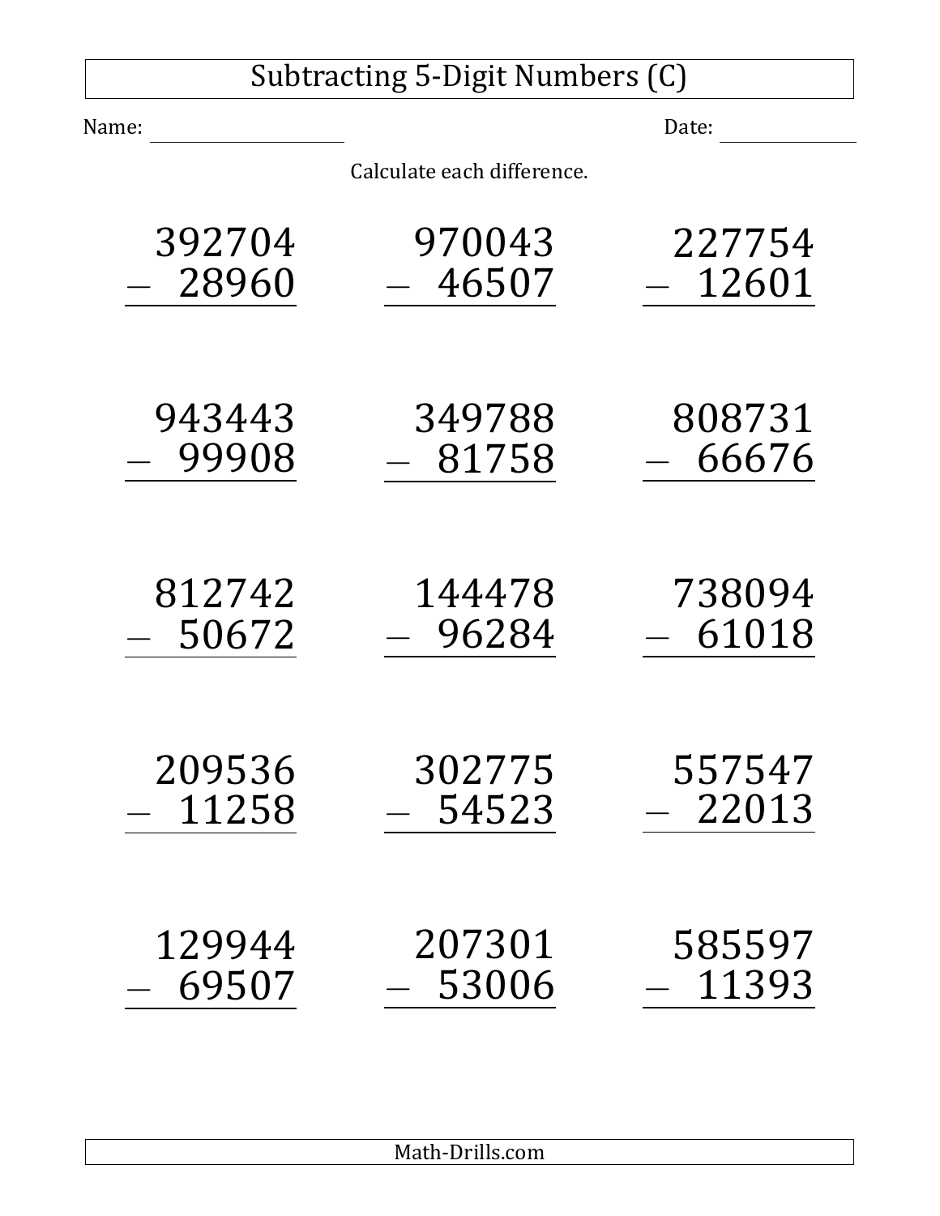# Subtracting 5-Digit Numbers (C)

Name: ____________________ Date: ____________

Calculate each difference.

$$\begin{array}{r} 392704 \\ -\ \ 28960 \\ \hline \end{array} \qquad \begin{array}{r} 970043 \\ -\ \ 46507 \\ \hline \end{array} \qquad \begin{array}{r} 227754 \\ -\ \ 12601 \\ \hline \end{array}$$

$$\begin{array}{r} 943443 \\ -\ \ 99908 \\ \hline \end{array} \qquad \begin{array}{r} 349788 \\ -\ \ 81758 \\ \hline \end{array} \qquad \begin{array}{r} 808731 \\ -\ \ 66676 \\ \hline \end{array}$$

$$\begin{array}{r} 812742 \\ -\ \ 50672 \\ \hline \end{array} \qquad \begin{array}{r} 144478 \\ -\ \ 96284 \\ \hline \end{array} \qquad \begin{array}{r} 738094 \\ -\ \ 61018 \\ \hline \end{array}$$

$$\begin{array}{r} 209536 \\ -\ \ 11258 \\ \hline \end{array} \qquad \begin{array}{r} 302775 \\ -\ \ 54523 \\ \hline \end{array} \qquad \begin{array}{r} 557547 \\ -\ \ 22013 \\ \hline \end{array}$$

$$\begin{array}{r} 129944 \\ -\ \ 69507 \\ \hline \end{array} \qquad \begin{array}{r} 207301 \\ -\ \ 53006 \\ \hline \end{array} \qquad \begin{array}{r} 585597 \\ -\ \ 11393 \\ \hline \end{array}$$

Math-Drills.com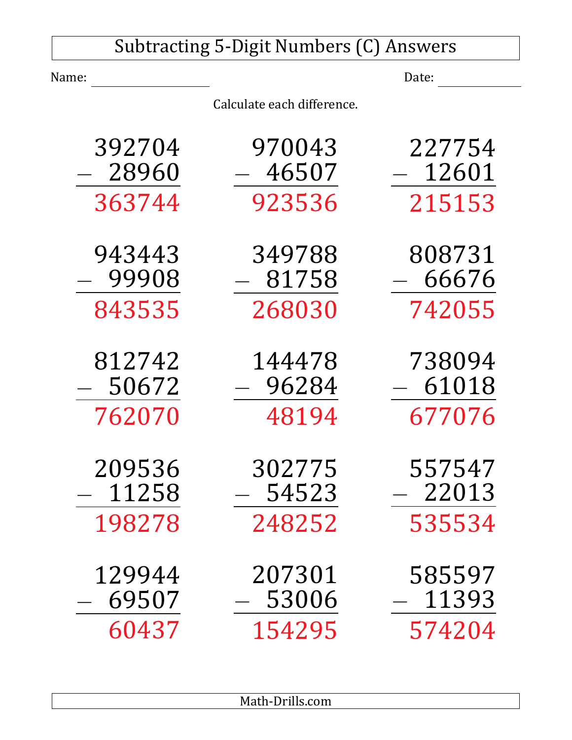# Subtracting 5-Digit Numbers (C) Answers

Name: ____________________ Date: ______________

Calculate each difference.

$$\begin{array}{r} 392704 \\ -\ \ 28960 \\ \hline 363744 \end{array} \qquad \begin{array}{r} 970043 \\ -\ \ 46507 \\ \hline 923536 \end{array} \qquad \begin{array}{r} 227754 \\ -\ \ 12601 \\ \hline 215153 \end{array}$$

$$\begin{array}{r} 943443 \\ -\ \ 99908 \\ \hline 843535 \end{array} \qquad \begin{array}{r} 349788 \\ -\ \ 81758 \\ \hline 268030 \end{array} \qquad \begin{array}{r} 808731 \\ -\ \ 66676 \\ \hline 742055 \end{array}$$

$$\begin{array}{r} 812742 \\ -\ \ 50672 \\ \hline 762070 \end{array} \qquad \begin{array}{r} 144478 \\ -\ \ 96284 \\ \hline 48194 \end{array} \qquad \begin{array}{r} 738094 \\ -\ \ 61018 \\ \hline 677076 \end{array}$$

$$\begin{array}{r} 209536 \\ -\ \ 11258 \\ \hline 198278 \end{array} \qquad \begin{array}{r} 302775 \\ -\ \ 54523 \\ \hline 248252 \end{array} \qquad \begin{array}{r} 557547 \\ -\ \ 22013 \\ \hline 535534 \end{array}$$

$$\begin{array}{r} 129944 \\ -\ \ 69507 \\ \hline 60437 \end{array} \qquad \begin{array}{r} 207301 \\ -\ \ 53006 \\ \hline 154295 \end{array} \qquad \begin{array}{r} 585597 \\ -\ \ 11393 \\ \hline 574204 \end{array}$$

Math-Drills.com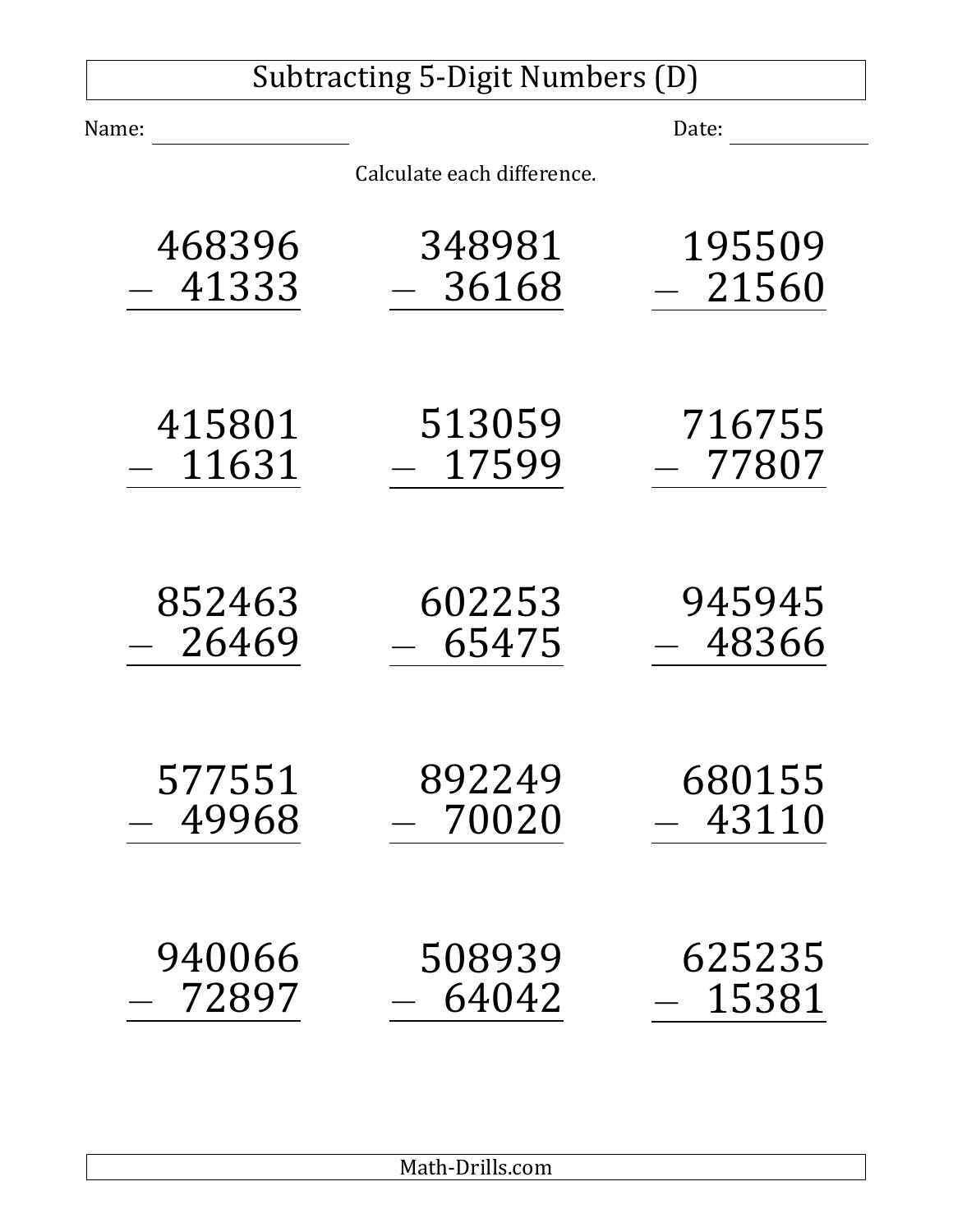# Subtracting 5-Digit Numbers (D)

Name: ____________________ Date: ____________

Calculate each difference.

| | | |
|---|---|---|
| $\begin{array}{r} 468396 \\ -\ \ 41333 \\ \hline \end{array}$ | $\begin{array}{r} 348981 \\ -\ \ 36168 \\ \hline \end{array}$ | $\begin{array}{r} 195509 \\ -\ \ 21560 \\ \hline \end{array}$ |
| $\begin{array}{r} 415801 \\ -\ \ 11631 \\ \hline \end{array}$ | $\begin{array}{r} 513059 \\ -\ \ 17599 \\ \hline \end{array}$ | $\begin{array}{r} 716755 \\ -\ \ 77807 \\ \hline \end{array}$ |
| $\begin{array}{r} 852463 \\ -\ \ 26469 \\ \hline \end{array}$ | $\begin{array}{r} 602253 \\ -\ \ 65475 \\ \hline \end{array}$ | $\begin{array}{r} 945945 \\ -\ \ 48366 \\ \hline \end{array}$ |
| $\begin{array}{r} 577551 \\ -\ \ 49968 \\ \hline \end{array}$ | $\begin{array}{r} 892249 \\ -\ \ 70020 \\ \hline \end{array}$ | $\begin{array}{r} 680155 \\ -\ \ 43110 \\ \hline \end{array}$ |
| $\begin{array}{r} 940066 \\ -\ \ 72897 \\ \hline \end{array}$ | $\begin{array}{r} 508939 \\ -\ \ 64042 \\ \hline \end{array}$ | $\begin{array}{r} 625235 \\ -\ \ 15381 \\ \hline \end{array}$ |

Math-Drills.com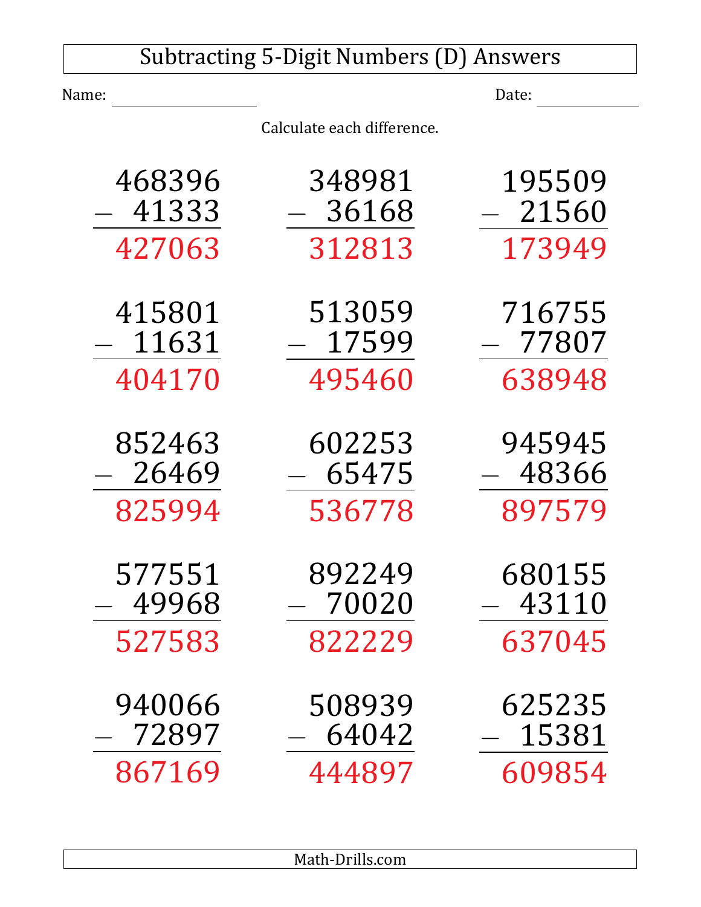# Subtracting 5-Digit Numbers (D) Answers

Name: ____________________ Date: ______________

Calculate each difference.

$$\begin{array}{r} 468396 \\ -\ \ 41333 \\ \hline 427063 \end{array} \qquad \begin{array}{r} 348981 \\ -\ \ 36168 \\ \hline 312813 \end{array} \qquad \begin{array}{r} 195509 \\ -\ \ 21560 \\ \hline 173949 \end{array}$$

$$\begin{array}{r} 415801 \\ -\ \ 11631 \\ \hline 404170 \end{array} \qquad \begin{array}{r} 513059 \\ -\ \ 17599 \\ \hline 495460 \end{array} \qquad \begin{array}{r} 716755 \\ -\ \ 77807 \\ \hline 638948 \end{array}$$

$$\begin{array}{r} 852463 \\ -\ \ 26469 \\ \hline 825994 \end{array} \qquad \begin{array}{r} 602253 \\ -\ \ 65475 \\ \hline 536778 \end{array} \qquad \begin{array}{r} 945945 \\ -\ \ 48366 \\ \hline 897579 \end{array}$$

$$\begin{array}{r} 577551 \\ -\ \ 49968 \\ \hline 527583 \end{array} \qquad \begin{array}{r} 892249 \\ -\ \ 70020 \\ \hline 822229 \end{array} \qquad \begin{array}{r} 680155 \\ -\ \ 43110 \\ \hline 637045 \end{array}$$

$$\begin{array}{r} 940066 \\ -\ \ 72897 \\ \hline 867169 \end{array} \qquad \begin{array}{r} 508939 \\ -\ \ 64042 \\ \hline 444897 \end{array} \qquad \begin{array}{r} 625235 \\ -\ \ 15381 \\ \hline 609854 \end{array}$$

Math-Drills.com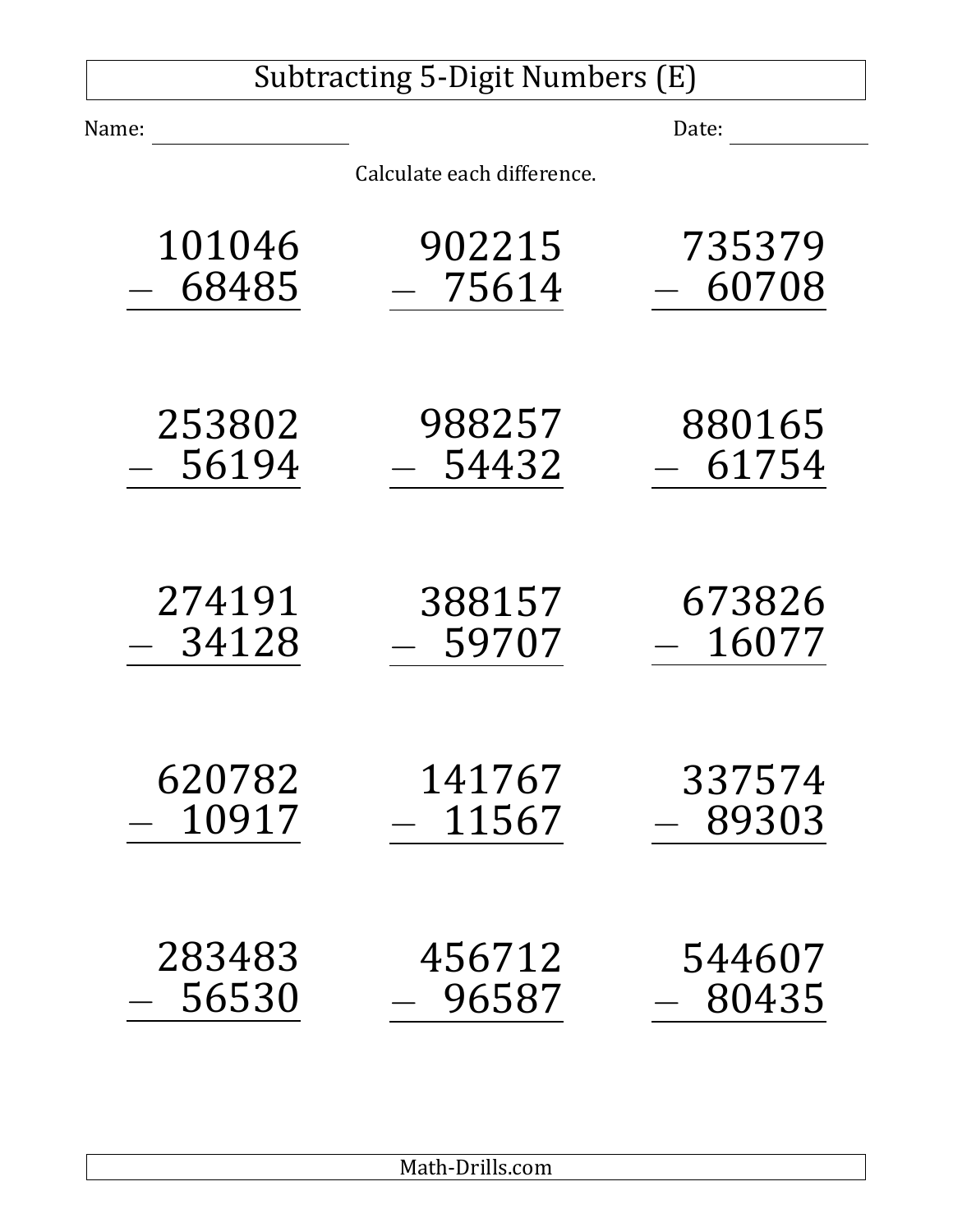# Subtracting 5-Digit Numbers (E)

Name: ____________________ Date: ____________

Calculate each difference.

| | | |
|---|---|---|
| $\begin{array}{r} 101046 \\ -\ \ 68485 \\ \hline \end{array}$ | $\begin{array}{r} 902215 \\ -\ \ 75614 \\ \hline \end{array}$ | $\begin{array}{r} 735379 \\ -\ \ 60708 \\ \hline \end{array}$ |
| $\begin{array}{r} 253802 \\ -\ \ 56194 \\ \hline \end{array}$ | $\begin{array}{r} 988257 \\ -\ \ 54432 \\ \hline \end{array}$ | $\begin{array}{r} 880165 \\ -\ \ 61754 \\ \hline \end{array}$ |
| $\begin{array}{r} 274191 \\ -\ \ 34128 \\ \hline \end{array}$ | $\begin{array}{r} 388157 \\ -\ \ 59707 \\ \hline \end{array}$ | $\begin{array}{r} 673826 \\ -\ \ 16077 \\ \hline \end{array}$ |
| $\begin{array}{r} 620782 \\ -\ \ 10917 \\ \hline \end{array}$ | $\begin{array}{r} 141767 \\ -\ \ 11567 \\ \hline \end{array}$ | $\begin{array}{r} 337574 \\ -\ \ 89303 \\ \hline \end{array}$ |
| $\begin{array}{r} 283483 \\ -\ \ 56530 \\ \hline \end{array}$ | $\begin{array}{r} 456712 \\ -\ \ 96587 \\ \hline \end{array}$ | $\begin{array}{r} 544607 \\ -\ \ 80435 \\ \hline \end{array}$ |

Math-Drills.com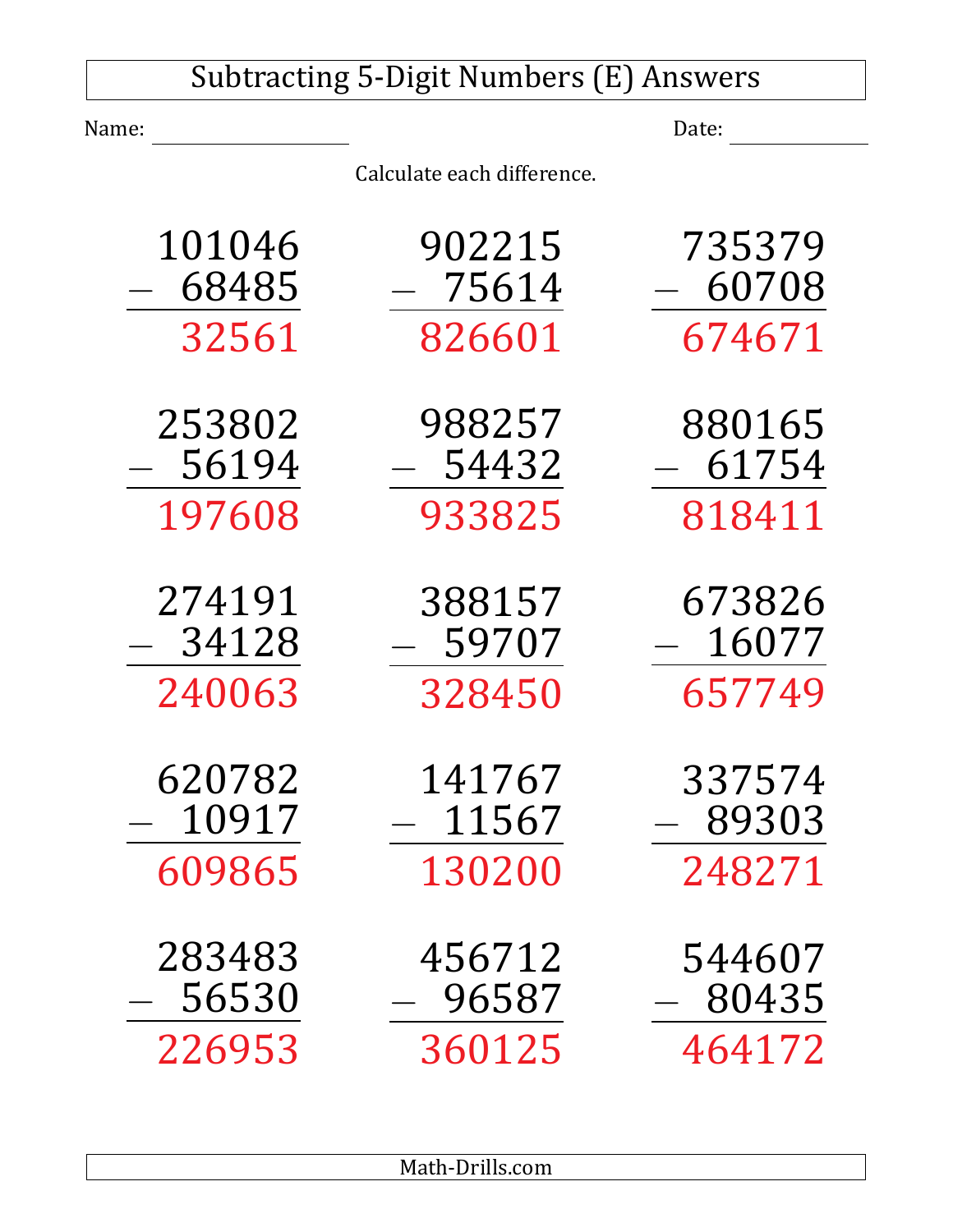# Subtracting 5-Digit Numbers (E) Answers

Name: ________________ Date: ____________

Calculate each difference.

$$\begin{array}{r} 101046 \\ -\ 68485 \\ \hline 32561 \end{array} \quad \begin{array}{r} 902215 \\ -\ 75614 \\ \hline 826601 \end{array} \quad \begin{array}{r} 735379 \\ -\ 60708 \\ \hline 674671 \end{array}$$

$$\begin{array}{r} 253802 \\ -\ 56194 \\ \hline 197608 \end{array} \quad \begin{array}{r} 988257 \\ -\ 54432 \\ \hline 933825 \end{array} \quad \begin{array}{r} 880165 \\ -\ 61754 \\ \hline 818411 \end{array}$$

$$\begin{array}{r} 274191 \\ -\ 34128 \\ \hline 240063 \end{array} \quad \begin{array}{r} 388157 \\ -\ 59707 \\ \hline 328450 \end{array} \quad \begin{array}{r} 673826 \\ -\ 16077 \\ \hline 657749 \end{array}$$

$$\begin{array}{r} 620782 \\ -\ 10917 \\ \hline 609865 \end{array} \quad \begin{array}{r} 141767 \\ -\ 11567 \\ \hline 130200 \end{array} \quad \begin{array}{r} 337574 \\ -\ 89303 \\ \hline 248271 \end{array}$$

$$\begin{array}{r} 283483 \\ -\ 56530 \\ \hline 226953 \end{array} \quad \begin{array}{r} 456712 \\ -\ 96587 \\ \hline 360125 \end{array} \quad \begin{array}{r} 544607 \\ -\ 80435 \\ \hline 464172 \end{array}$$

Math-Drills.com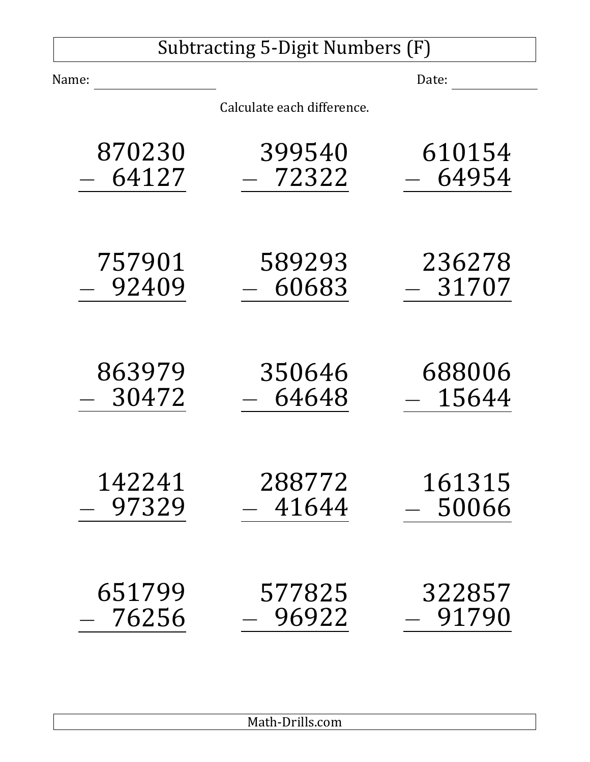# Subtracting 5-Digit Numbers (F)

Name: ____________________ Date: ______________

Calculate each difference.

$$\begin{array}{r} 870230 \\ -\ \ 64127 \\ \hline \end{array}$$

$$\begin{array}{r} 399540 \\ -\ \ 72322 \\ \hline \end{array}$$

$$\begin{array}{r} 610154 \\ -\ \ 64954 \\ \hline \end{array}$$

$$\begin{array}{r} 757901 \\ -\ \ 92409 \\ \hline \end{array}$$

$$\begin{array}{r} 589293 \\ -\ \ 60683 \\ \hline \end{array}$$

$$\begin{array}{r} 236278 \\ -\ \ 31707 \\ \hline \end{array}$$

$$\begin{array}{r} 863979 \\ -\ \ 30472 \\ \hline \end{array}$$

$$\begin{array}{r} 350646 \\ -\ \ 64648 \\ \hline \end{array}$$

$$\begin{array}{r} 688006 \\ -\ \ 15644 \\ \hline \end{array}$$

$$\begin{array}{r} 142241 \\ -\ \ 97329 \\ \hline \end{array}$$

$$\begin{array}{r} 288772 \\ -\ \ 41644 \\ \hline \end{array}$$

$$\begin{array}{r} 161315 \\ -\ \ 50066 \\ \hline \end{array}$$

$$\begin{array}{r} 651799 \\ -\ \ 76256 \\ \hline \end{array}$$

$$\begin{array}{r} 577825 \\ -\ \ 96922 \\ \hline \end{array}$$

$$\begin{array}{r} 322857 \\ -\ \ 91790 \\ \hline \end{array}$$

Math-Drills.com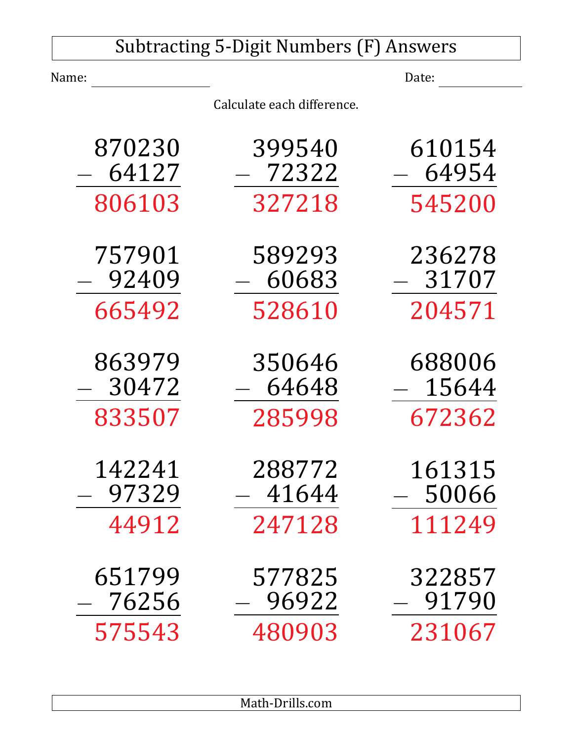# Subtracting 5-Digit Numbers (F) Answers

Name: ______________ Date: ____________

Calculate each difference.

$$\begin{array}{r} 870230 \\ -\ 64127 \\ \hline 806103 \end{array} \qquad \begin{array}{r} 399540 \\ -\ 72322 \\ \hline 327218 \end{array} \qquad \begin{array}{r} 610154 \\ -\ 64954 \\ \hline 545200 \end{array}$$

$$\begin{array}{r} 757901 \\ -\ 92409 \\ \hline 665492 \end{array} \qquad \begin{array}{r} 589293 \\ -\ 60683 \\ \hline 528610 \end{array} \qquad \begin{array}{r} 236278 \\ -\ 31707 \\ \hline 204571 \end{array}$$

$$\begin{array}{r} 863979 \\ -\ 30472 \\ \hline 833507 \end{array} \qquad \begin{array}{r} 350646 \\ -\ 64648 \\ \hline 285998 \end{array} \qquad \begin{array}{r} 688006 \\ -\ 15644 \\ \hline 672362 \end{array}$$

$$\begin{array}{r} 142241 \\ -\ 97329 \\ \hline 44912 \end{array} \qquad \begin{array}{r} 288772 \\ -\ 41644 \\ \hline 247128 \end{array} \qquad \begin{array}{r} 161315 \\ -\ 50066 \\ \hline 111249 \end{array}$$

$$\begin{array}{r} 651799 \\ -\ 76256 \\ \hline 575543 \end{array} \qquad \begin{array}{r} 577825 \\ -\ 96922 \\ \hline 480903 \end{array} \qquad \begin{array}{r} 322857 \\ -\ 91790 \\ \hline 231067 \end{array}$$

Math-Drills.com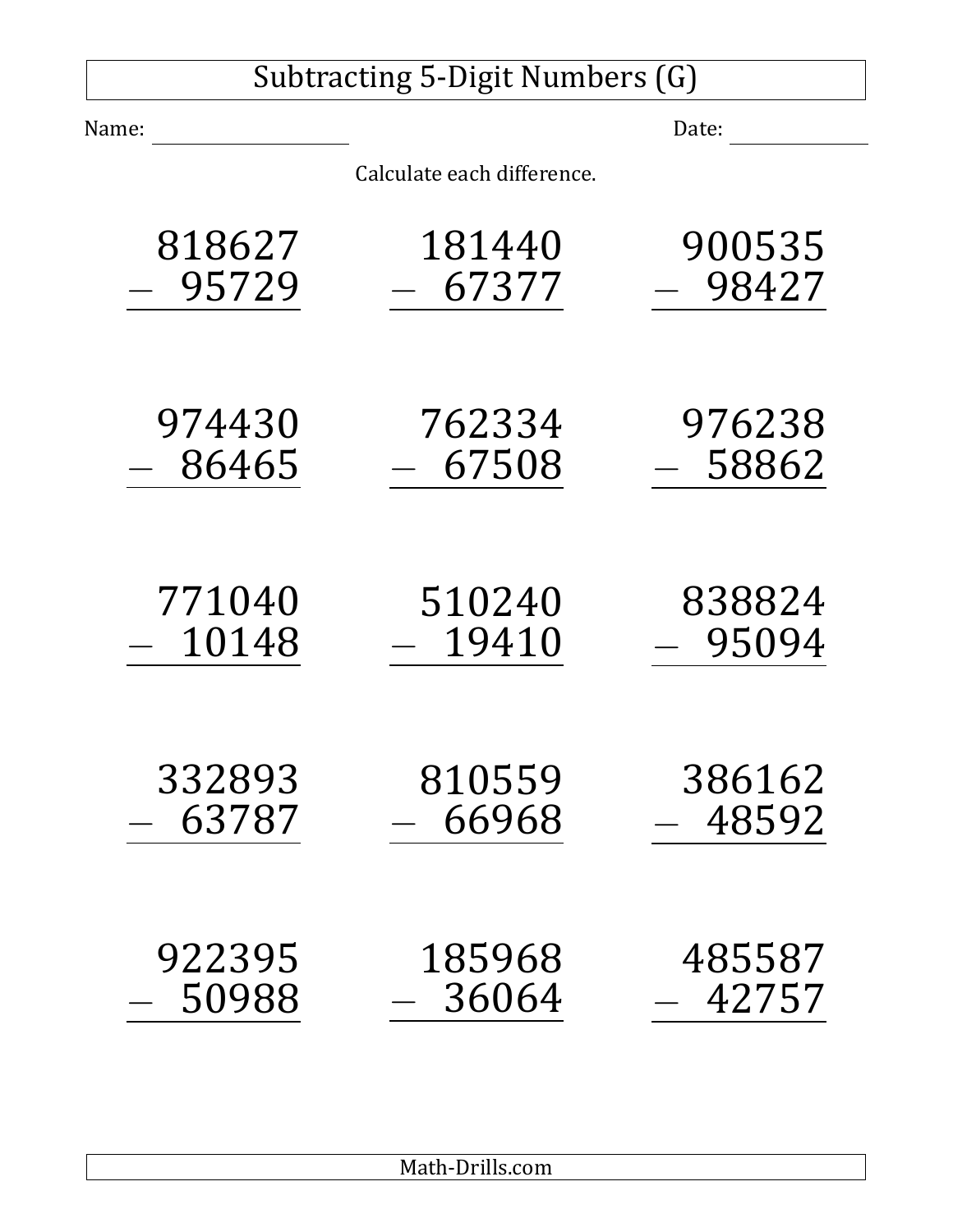# Subtracting 5-Digit Numbers (G)

Name: ______________ Date: ______________

Calculate each difference.

|  |  |  |
|---|---|---|
| $\begin{array}{r} 818627 \\ -\ \ 95729 \\ \hline \end{array}$ | $\begin{array}{r} 181440 \\ -\ \ 67377 \\ \hline \end{array}$ | $\begin{array}{r} 900535 \\ -\ \ 98427 \\ \hline \end{array}$ |
| $\begin{array}{r} 974430 \\ -\ \ 86465 \\ \hline \end{array}$ | $\begin{array}{r} 762334 \\ -\ \ 67508 \\ \hline \end{array}$ | $\begin{array}{r} 976238 \\ -\ \ 58862 \\ \hline \end{array}$ |
| $\begin{array}{r} 771040 \\ -\ \ 10148 \\ \hline \end{array}$ | $\begin{array}{r} 510240 \\ -\ \ 19410 \\ \hline \end{array}$ | $\begin{array}{r} 838824 \\ -\ \ 95094 \\ \hline \end{array}$ |
| $\begin{array}{r} 332893 \\ -\ \ 63787 \\ \hline \end{array}$ | $\begin{array}{r} 810559 \\ -\ \ 66968 \\ \hline \end{array}$ | $\begin{array}{r} 386162 \\ -\ \ 48592 \\ \hline \end{array}$ |
| $\begin{array}{r} 922395 \\ -\ \ 50988 \\ \hline \end{array}$ | $\begin{array}{r} 185968 \\ -\ \ 36064 \\ \hline \end{array}$ | $\begin{array}{r} 485587 \\ -\ \ 42757 \\ \hline \end{array}$ |

Math-Drills.com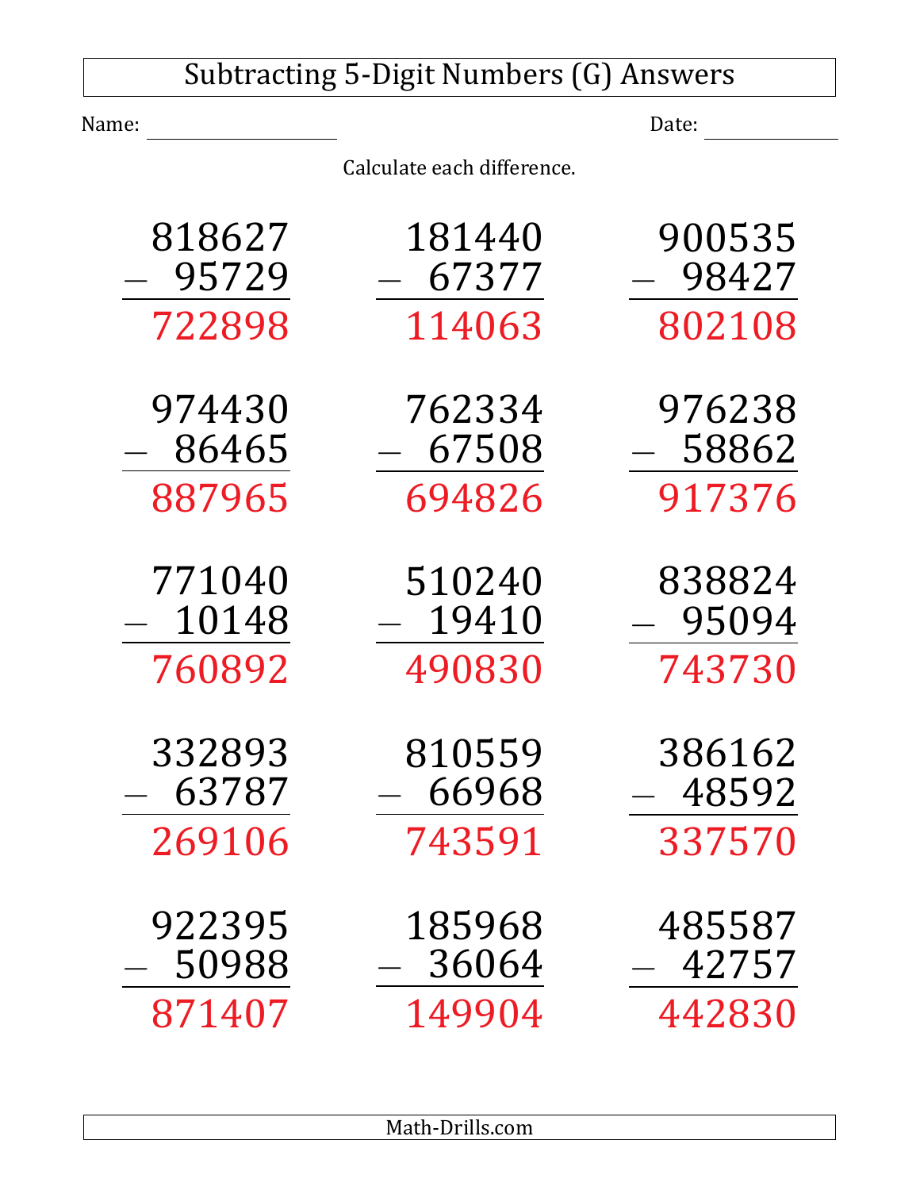# Subtracting 5-Digit Numbers (G) Answers

Name: ________________ Date: ____________

Calculate each difference.

$$\begin{array}{r} 818627 \\ -\ \ 95729 \\ \hline 722898 \end{array} \qquad \begin{array}{r} 181440 \\ -\ \ 67377 \\ \hline 114063 \end{array} \qquad \begin{array}{r} 900535 \\ -\ \ 98427 \\ \hline 802108 \end{array}$$

$$\begin{array}{r} 974430 \\ -\ \ 86465 \\ \hline 887965 \end{array} \qquad \begin{array}{r} 762334 \\ -\ \ 67508 \\ \hline 694826 \end{array} \qquad \begin{array}{r} 976238 \\ -\ \ 58862 \\ \hline 917376 \end{array}$$

$$\begin{array}{r} 771040 \\ -\ \ 10148 \\ \hline 760892 \end{array} \qquad \begin{array}{r} 510240 \\ -\ \ 19410 \\ \hline 490830 \end{array} \qquad \begin{array}{r} 838824 \\ -\ \ 95094 \\ \hline 743730 \end{array}$$

$$\begin{array}{r} 332893 \\ -\ \ 63787 \\ \hline 269106 \end{array} \qquad \begin{array}{r} 810559 \\ -\ \ 66968 \\ \hline 743591 \end{array} \qquad \begin{array}{r} 386162 \\ -\ \ 48592 \\ \hline 337570 \end{array}$$

$$\begin{array}{r} 922395 \\ -\ \ 50988 \\ \hline 871407 \end{array} \qquad \begin{array}{r} 185968 \\ -\ \ 36064 \\ \hline 149904 \end{array} \qquad \begin{array}{r} 485587 \\ -\ \ 42757 \\ \hline 442830 \end{array}$$

Math-Drills.com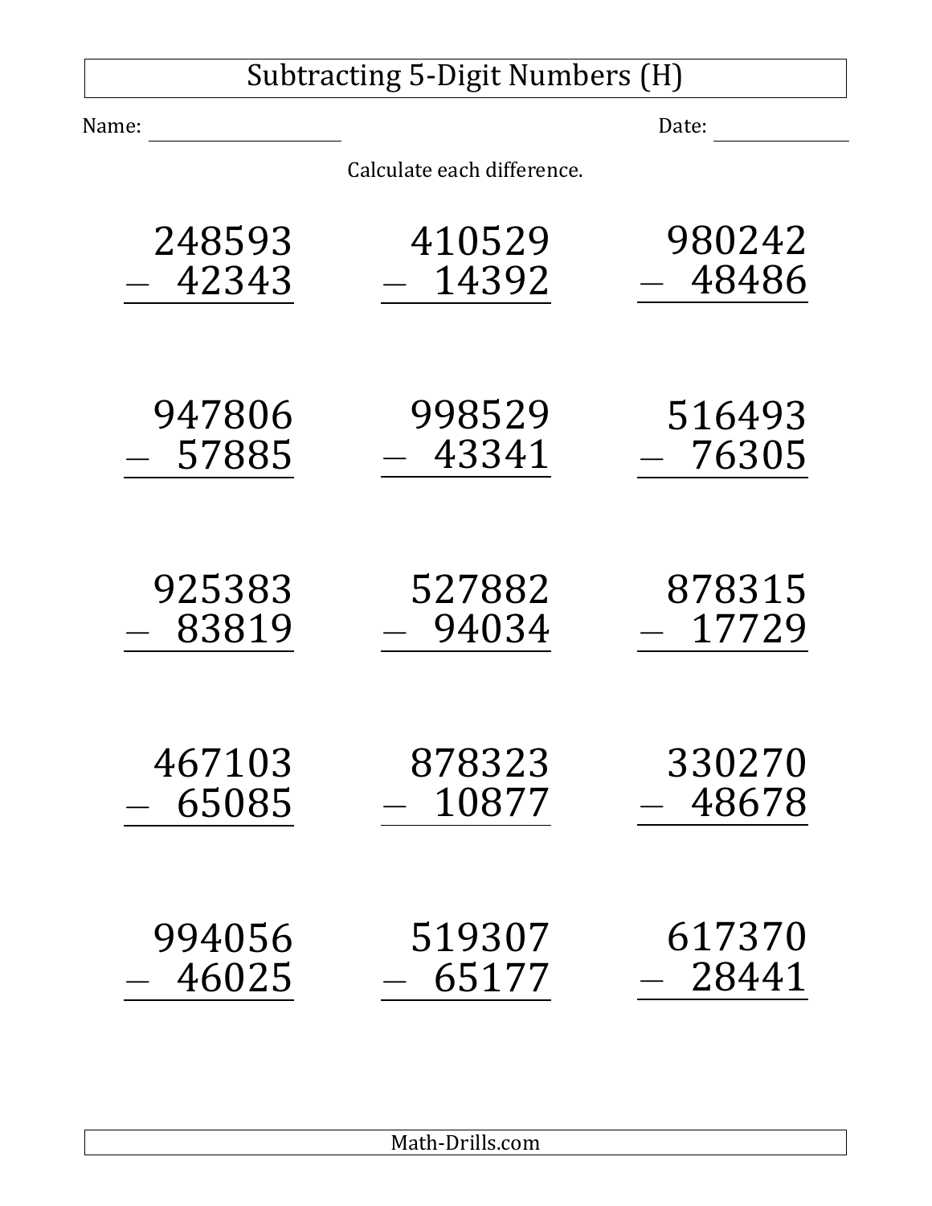# Subtracting 5-Digit Numbers (H)

Name: ____________________ Date: ______________

Calculate each difference.

$$\begin{array}{r} 248593 \\ -\ \ 42343 \\ \hline \end{array}$$

$$\begin{array}{r} 410529 \\ -\ \ 14392 \\ \hline \end{array}$$

$$\begin{array}{r} 980242 \\ -\ \ 48486 \\ \hline \end{array}$$

$$\begin{array}{r} 947806 \\ -\ \ 57885 \\ \hline \end{array}$$

$$\begin{array}{r} 998529 \\ -\ \ 43341 \\ \hline \end{array}$$

$$\begin{array}{r} 516493 \\ -\ \ 76305 \\ \hline \end{array}$$

$$\begin{array}{r} 925383 \\ -\ \ 83819 \\ \hline \end{array}$$

$$\begin{array}{r} 527882 \\ -\ \ 94034 \\ \hline \end{array}$$

$$\begin{array}{r} 878315 \\ -\ \ 17729 \\ \hline \end{array}$$

$$\begin{array}{r} 467103 \\ -\ \ 65085 \\ \hline \end{array}$$

$$\begin{array}{r} 878323 \\ -\ \ 10877 \\ \hline \end{array}$$

$$\begin{array}{r} 330270 \\ -\ \ 48678 \\ \hline \end{array}$$

$$\begin{array}{r} 994056 \\ -\ \ 46025 \\ \hline \end{array}$$

$$\begin{array}{r} 519307 \\ -\ \ 65177 \\ \hline \end{array}$$

$$\begin{array}{r} 617370 \\ -\ \ 28441 \\ \hline \end{array}$$

Math-Drills.com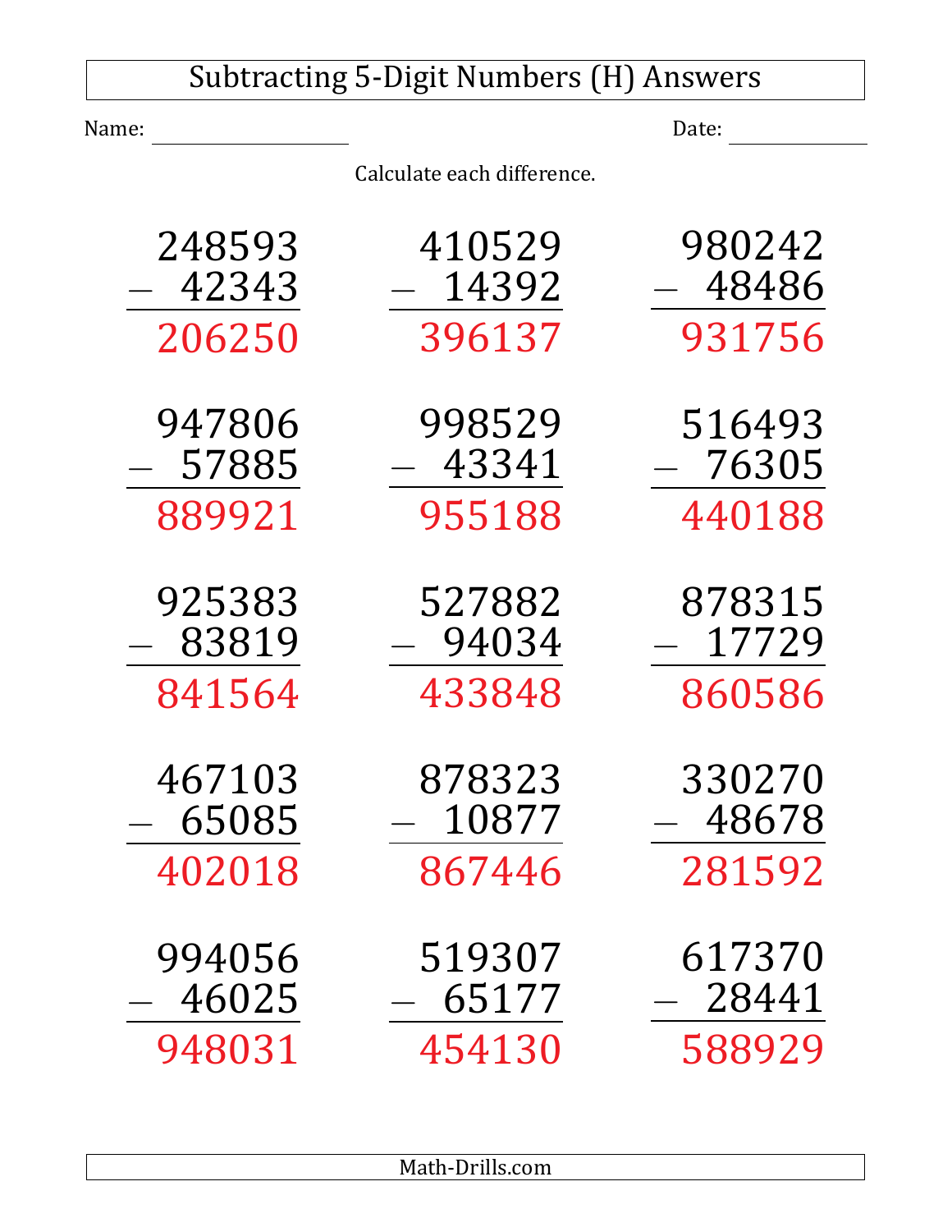# Subtracting 5-Digit Numbers (H) Answers

Name: ____________________ Date: ______________

Calculate each difference.

$$\begin{array}{r} 248593 \\ -\ \ 42343 \\ \hline 206250 \end{array} \qquad \begin{array}{r} 410529 \\ -\ \ 14392 \\ \hline 396137 \end{array} \qquad \begin{array}{r} 980242 \\ -\ \ 48486 \\ \hline 931756 \end{array}$$

$$\begin{array}{r} 947806 \\ -\ \ 57885 \\ \hline 889921 \end{array} \qquad \begin{array}{r} 998529 \\ -\ \ 43341 \\ \hline 955188 \end{array} \qquad \begin{array}{r} 516493 \\ -\ \ 76305 \\ \hline 440188 \end{array}$$

$$\begin{array}{r} 925383 \\ -\ \ 83819 \\ \hline 841564 \end{array} \qquad \begin{array}{r} 527882 \\ -\ \ 94034 \\ \hline 433848 \end{array} \qquad \begin{array}{r} 878315 \\ -\ \ 17729 \\ \hline 860586 \end{array}$$

$$\begin{array}{r} 467103 \\ -\ \ 65085 \\ \hline 402018 \end{array} \qquad \begin{array}{r} 878323 \\ -\ \ 10877 \\ \hline 867446 \end{array} \qquad \begin{array}{r} 330270 \\ -\ \ 48678 \\ \hline 281592 \end{array}$$

$$\begin{array}{r} 994056 \\ -\ \ 46025 \\ \hline 948031 \end{array} \qquad \begin{array}{r} 519307 \\ -\ \ 65177 \\ \hline 454130 \end{array} \qquad \begin{array}{r} 617370 \\ -\ \ 28441 \\ \hline 588929 \end{array}$$

Math-Drills.com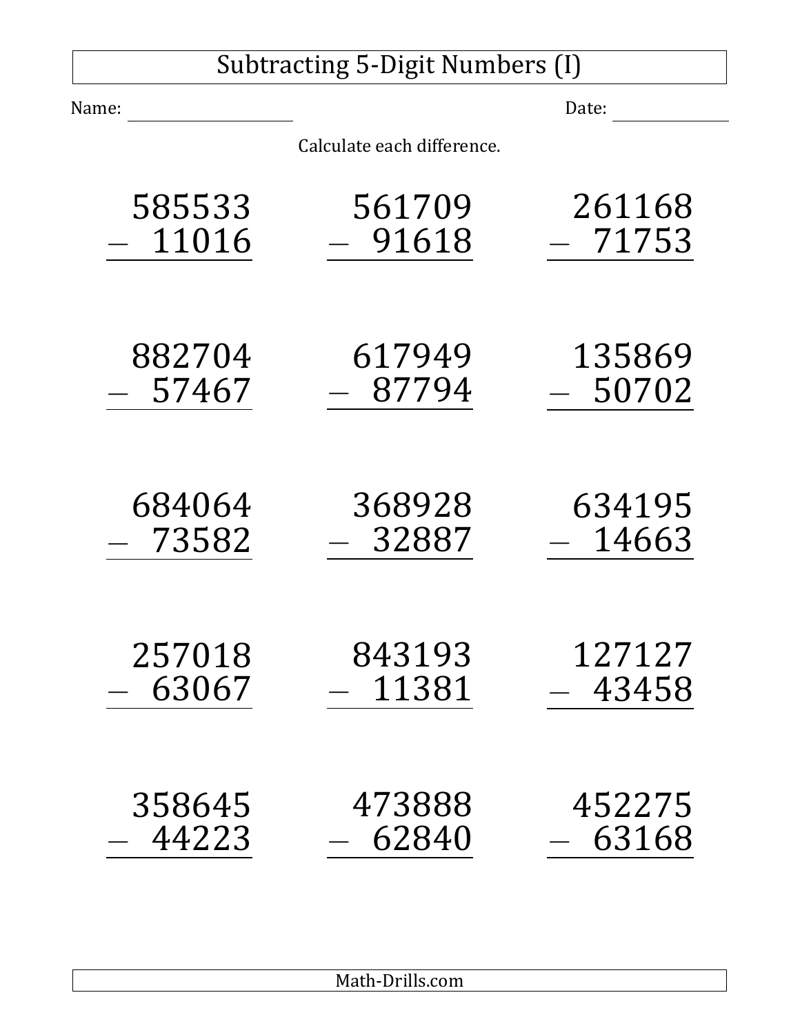# Subtracting 5-Digit Numbers (I)

Name: ____________________ Date: ____________

Calculate each difference.

$$\begin{array}{r} 585533 \\ -\ \ 11016 \\ \hline \end{array} \qquad \begin{array}{r} 561709 \\ -\ \ 91618 \\ \hline \end{array} \qquad \begin{array}{r} 261168 \\ -\ \ 71753 \\ \hline \end{array}$$

$$\begin{array}{r} 882704 \\ -\ \ 57467 \\ \hline \end{array} \qquad \begin{array}{r} 617949 \\ -\ \ 87794 \\ \hline \end{array} \qquad \begin{array}{r} 135869 \\ -\ \ 50702 \\ \hline \end{array}$$

$$\begin{array}{r} 684064 \\ -\ \ 73582 \\ \hline \end{array} \qquad \begin{array}{r} 368928 \\ -\ \ 32887 \\ \hline \end{array} \qquad \begin{array}{r} 634195 \\ -\ \ 14663 \\ \hline \end{array}$$

$$\begin{array}{r} 257018 \\ -\ \ 63067 \\ \hline \end{array} \qquad \begin{array}{r} 843193 \\ -\ \ 11381 \\ \hline \end{array} \qquad \begin{array}{r} 127127 \\ -\ \ 43458 \\ \hline \end{array}$$

$$\begin{array}{r} 358645 \\ -\ \ 44223 \\ \hline \end{array} \qquad \begin{array}{r} 473888 \\ -\ \ 62840 \\ \hline \end{array} \qquad \begin{array}{r} 452275 \\ -\ \ 63168 \\ \hline \end{array}$$

Math-Drills.com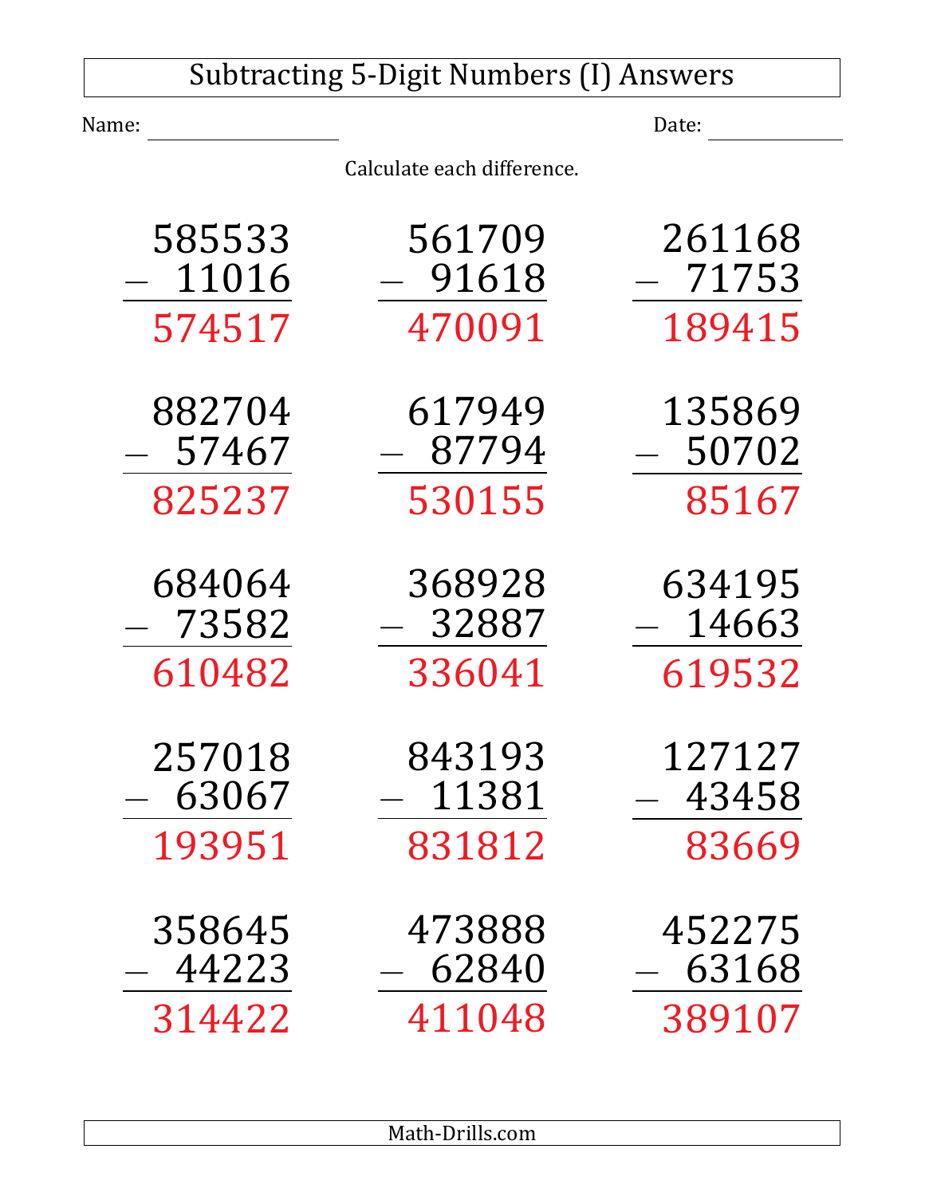# Subtracting 5-Digit Numbers (I) Answers

Name: \_\_\_\_\_\_\_\_\_\_\_\_\_\_\_\_ Date: \_\_\_\_\_\_\_\_\_\_\_\_

Calculate each difference.

$$\begin{array}{r} 585533 \\ -\ 11016 \\ \hline 574517 \end{array} \qquad \begin{array}{r} 561709 \\ -\ 91618 \\ \hline 470091 \end{array} \qquad \begin{array}{r} 261168 \\ -\ 71753 \\ \hline 189415 \end{array}$$

$$\begin{array}{r} 882704 \\ -\ 57467 \\ \hline 825237 \end{array} \qquad \begin{array}{r} 617949 \\ -\ 87794 \\ \hline 530155 \end{array} \qquad \begin{array}{r} 135869 \\ -\ 50702 \\ \hline 85167 \end{array}$$

$$\begin{array}{r} 684064 \\ -\ 73582 \\ \hline 610482 \end{array} \qquad \begin{array}{r} 368928 \\ -\ 32887 \\ \hline 336041 \end{array} \qquad \begin{array}{r} 634195 \\ -\ 14663 \\ \hline 619532 \end{array}$$

$$\begin{array}{r} 257018 \\ -\ 63067 \\ \hline 193951 \end{array} \qquad \begin{array}{r} 843193 \\ -\ 11381 \\ \hline 831812 \end{array} \qquad \begin{array}{r} 127127 \\ -\ 43458 \\ \hline 83669 \end{array}$$

$$\begin{array}{r} 358645 \\ -\ 44223 \\ \hline 314422 \end{array} \qquad \begin{array}{r} 473888 \\ -\ 62840 \\ \hline 411048 \end{array} \qquad \begin{array}{r} 452275 \\ -\ 63168 \\ \hline 389107 \end{array}$$

Math-Drills.com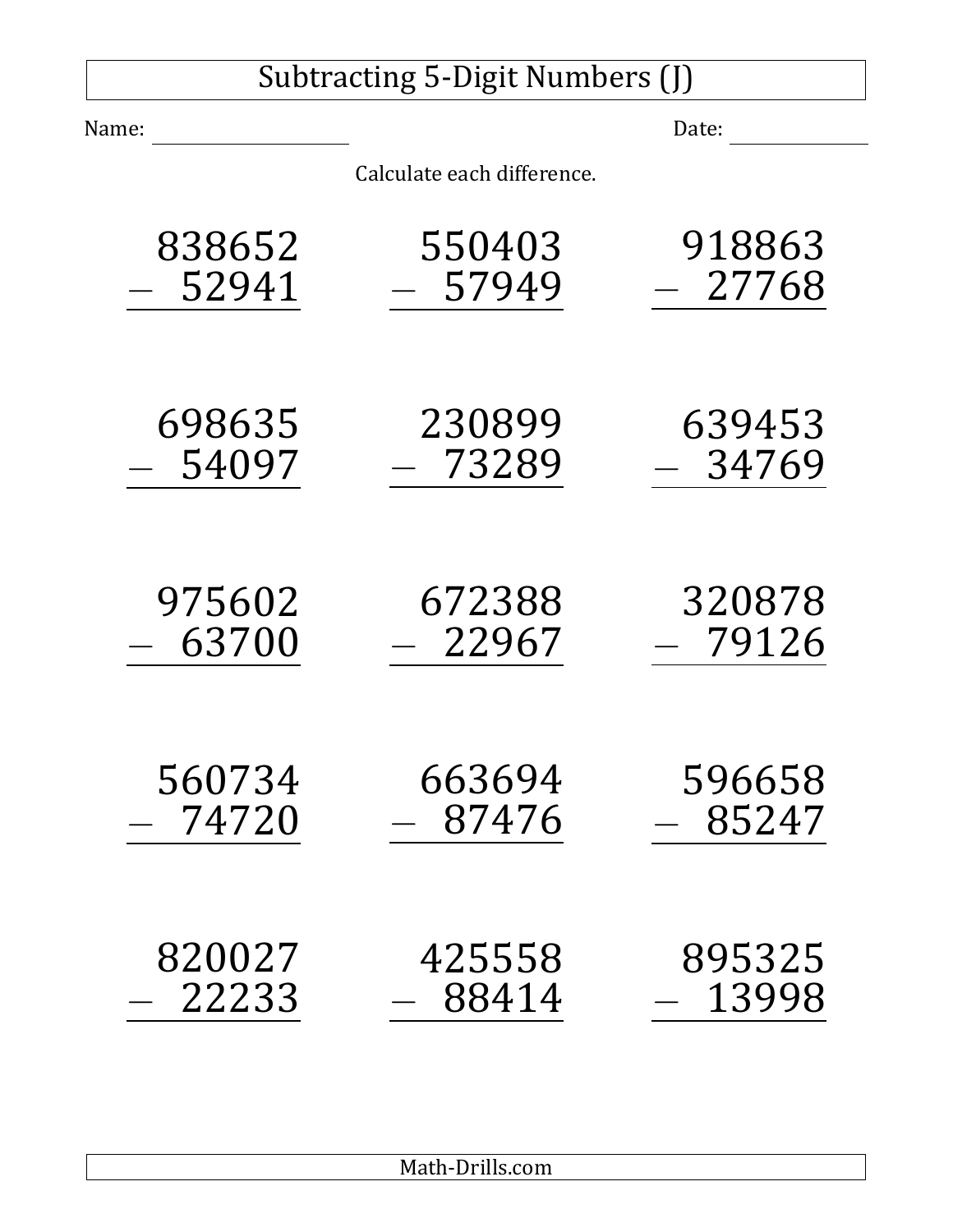# Subtracting 5-Digit Numbers (J)

Name: ____________________ Date: ____________

Calculate each difference.

$$\begin{array}{r} 838652 \\ -\quad 52941 \\ \hline \end{array}$$

$$\begin{array}{r} 550403 \\ -\quad 57949 \\ \hline \end{array}$$

$$\begin{array}{r} 918863 \\ -\quad 27768 \\ \hline \end{array}$$

$$\begin{array}{r} 698635 \\ -\quad 54097 \\ \hline \end{array}$$

$$\begin{array}{r} 230899 \\ -\quad 73289 \\ \hline \end{array}$$

$$\begin{array}{r} 639453 \\ -\quad 34769 \\ \hline \end{array}$$

$$\begin{array}{r} 975602 \\ -\quad 63700 \\ \hline \end{array}$$

$$\begin{array}{r} 672388 \\ -\quad 22967 \\ \hline \end{array}$$

$$\begin{array}{r} 320878 \\ -\quad 79126 \\ \hline \end{array}$$

$$\begin{array}{r} 560734 \\ -\quad 74720 \\ \hline \end{array}$$

$$\begin{array}{r} 663694 \\ -\quad 87476 \\ \hline \end{array}$$

$$\begin{array}{r} 596658 \\ -\quad 85247 \\ \hline \end{array}$$

$$\begin{array}{r} 820027 \\ -\quad 22233 \\ \hline \end{array}$$

$$\begin{array}{r} 425558 \\ -\quad 88414 \\ \hline \end{array}$$

$$\begin{array}{r} 895325 \\ -\quad 13998 \\ \hline \end{array}$$

Math-Drills.com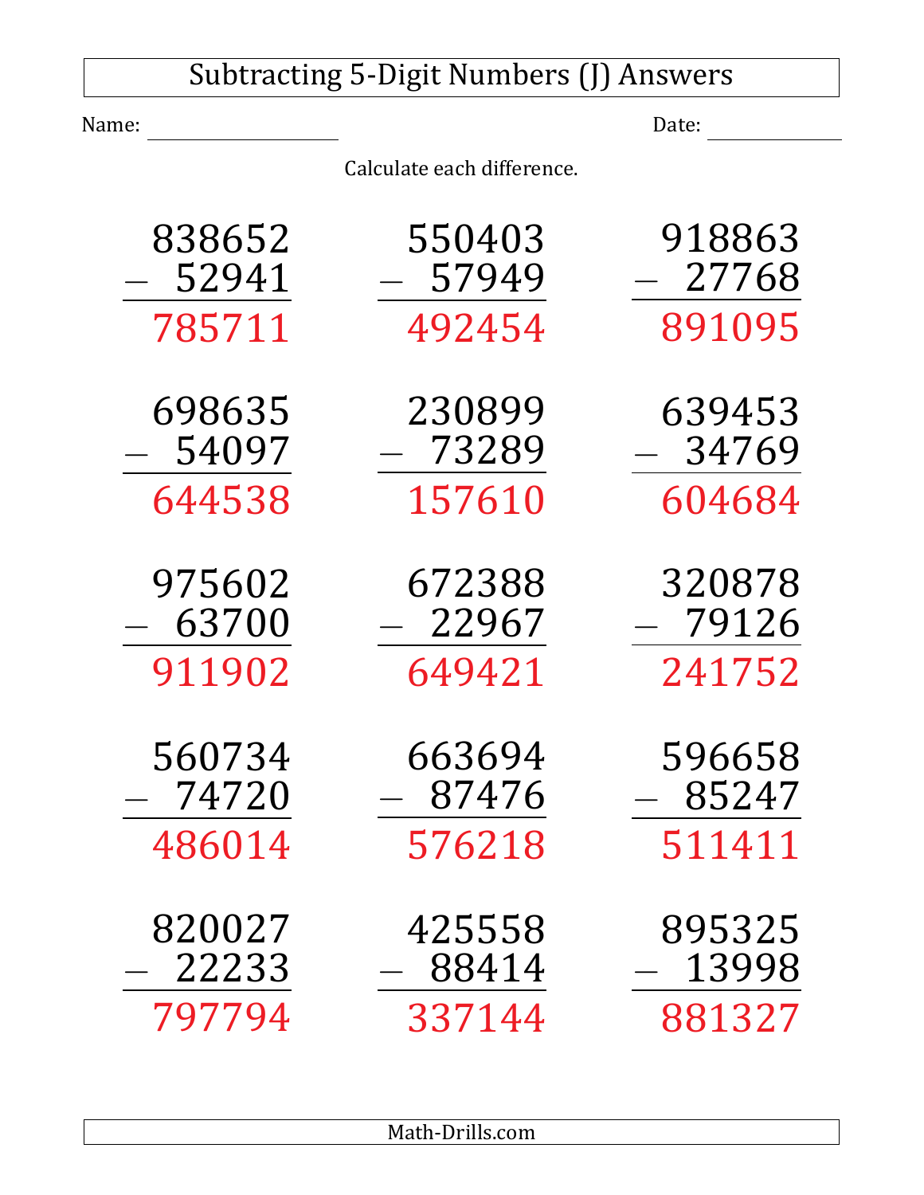# Subtracting 5-Digit Numbers (J) Answers

Name: ______________________ Date: ______________

Calculate each difference.

$$\begin{array}{r} 838652 \\ -\ 52941 \\ \hline 785711 \end{array} \qquad \begin{array}{r} 550403 \\ -\ 57949 \\ \hline 492454 \end{array} \qquad \begin{array}{r} 918863 \\ -\ 27768 \\ \hline 891095 \end{array}$$

$$\begin{array}{r} 698635 \\ -\ 54097 \\ \hline 644538 \end{array} \qquad \begin{array}{r} 230899 \\ -\ 73289 \\ \hline 157610 \end{array} \qquad \begin{array}{r} 639453 \\ -\ 34769 \\ \hline 604684 \end{array}$$

$$\begin{array}{r} 975602 \\ -\ 63700 \\ \hline 911902 \end{array} \qquad \begin{array}{r} 672388 \\ -\ 22967 \\ \hline 649421 \end{array} \qquad \begin{array}{r} 320878 \\ -\ 79126 \\ \hline 241752 \end{array}$$

$$\begin{array}{r} 560734 \\ -\ 74720 \\ \hline 486014 \end{array} \qquad \begin{array}{r} 663694 \\ -\ 87476 \\ \hline 576218 \end{array} \qquad \begin{array}{r} 596658 \\ -\ 85247 \\ \hline 511411 \end{array}$$

$$\begin{array}{r} 820027 \\ -\ 22233 \\ \hline 797794 \end{array} \qquad \begin{array}{r} 425558 \\ -\ 88414 \\ \hline 337144 \end{array} \qquad \begin{array}{r} 895325 \\ -\ 13998 \\ \hline 881327 \end{array}$$

Math-Drills.com